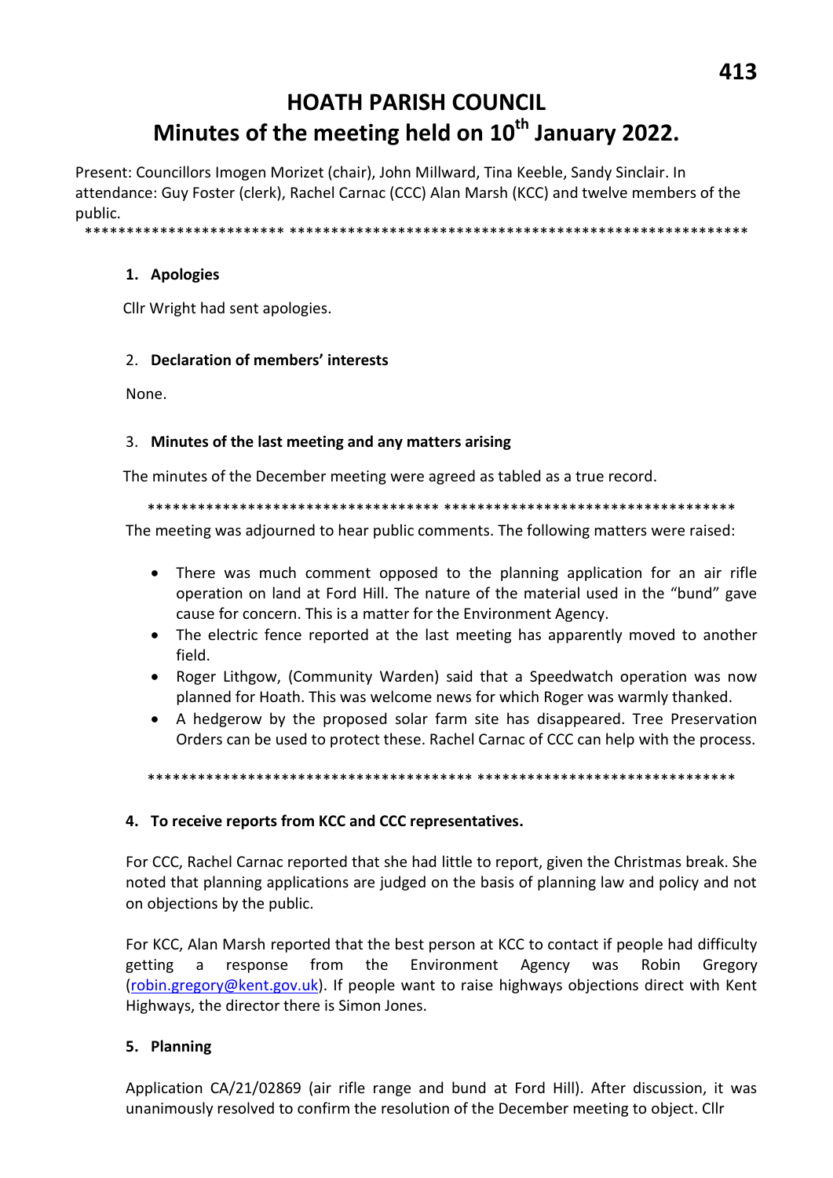# HOATH PARISH COUNCIL

## Minutes of the meeting held on 10th January 2022.

Present: Councillors Imogen Morizet (chair), John Millward, Tina Keeble, Sandy Sinclair. In attendance: Guy Foster (clerk), Rachel Carnac (CCC) Alan Marsh (KCC) and twelve members of the public.

\*\*\*\*\*\*\*\*\*\*\*\*\*\*\*\*\*\*\*\*\*\*\*\* \*\*\*\*\*\*\*\*\*\*\*\*\*\*\*\*\*\*\*\*\*\*\*\*\*\*\*\*\*\*\*\*\*\*\*\*\*\*\*\*\*\*\*\*\*\*\*\*\*\*\*\*\*\*\*\*\*\*\*\*\*

### 1. Apologies

Cllr Wright had sent apologies.

### 2. Declaration of members' interests

None.

### 3. Minutes of the last meeting and any matters arising

The minutes of the December meeting were agreed as tabled as a true record.

\*\*\*\*\*\*\*\*\*\*\*\*\*\*\*\*\*\*\*\*\*\*\*\*\*\*\*\*\*\*\*\*\*\*\*\* \*\*\*\*\*\*\*\*\*\*\*\*\*\*\*\*\*\*\*\*\*\*\*\*\*\*\*\*\*\*\*\*\*\*\*\*

The meeting was adjourned to hear public comments. The following matters were raised:

- There was much comment opposed to the planning application for an air rifle operation on land at Ford Hill. The nature of the material used in the "bund" gave cause for concern. This is a matter for the Environment Agency.
- The electric fence reported at the last meeting has apparently moved to another field.
- Roger Lithgow, (Community Warden) said that a Speedwatch operation was now planned for Hoath. This was welcome news for which Roger was warmly thanked.
- A hedgerow by the proposed solar farm site has disappeared. Tree Preservation Orders can be used to protect these. Rachel Carnac of CCC can help with the process.

\*\*\*\*\*\*\*\*\*\*\*\*\*\*\*\*\*\*\*\*\*\*\*\*\*\*\*\*\*\*\*\*\*\*\*\*\*\*\*\*\*\* \*\*\*\*\*\*\*\*\*\*\*\*\*\*\*\*\*\*\*\*\*\*\*\*\*\*\*\*\*\*\*\*\*

### 4. To receive reports from KCC and CCC representatives.

For CCC, Rachel Carnac reported that she had little to report, given the Christmas break. She noted that planning applications are judged on the basis of planning law and policy and not on objections by the public.

For KCC, Alan Marsh reported that the best person at KCC to contact if people had difficulty getting a response from the Environment Agency was Robin Gregory (robin.gregory@kent.gov.uk). If people want to raise highways objections direct with Kent Highways, the director there is Simon Jones.

### 5. Planning

Application CA/21/02869 (air rifle range and bund at Ford Hill). After discussion, it was unanimously resolved to confirm the resolution of the December meeting to object. Cllr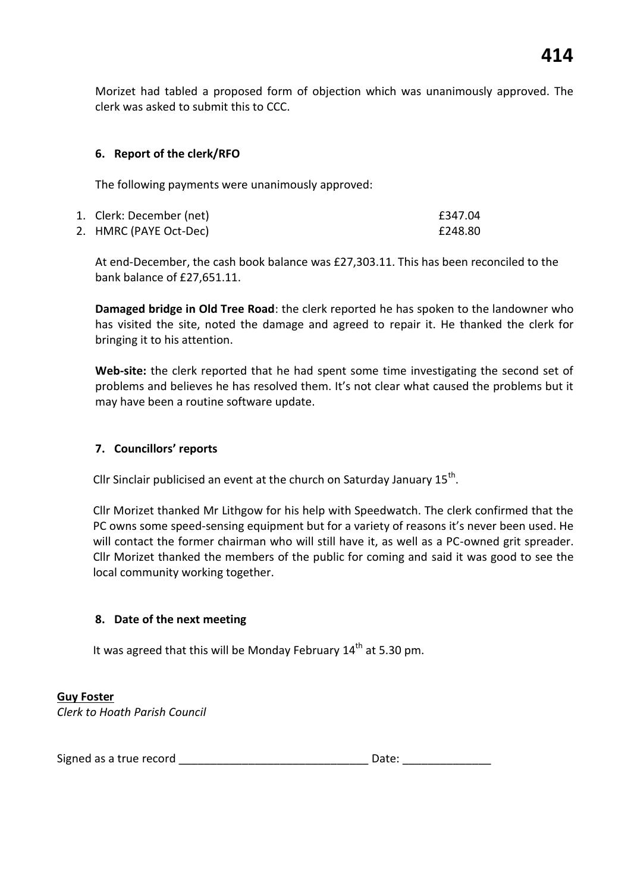Morizet had tabled a proposed form of objection which was unanimously approved. The clerk was asked to submit this to CCC.

## 6. Report of the clerk/RFO

The following payments were unanimously approved:

| | | |
|---|---|---|
| 1. | Clerk: December (net) | £347.04 |
| 2. | HMRC (PAYE Oct-Dec) | £248.80 |

At end-December, the cash book balance was £27,303.11. This has been reconciled to the bank balance of £27,651.11.

**Damaged bridge in Old Tree Road**: the clerk reported he has spoken to the landowner who has visited the site, noted the damage and agreed to repair it. He thanked the clerk for bringing it to his attention.

**Web-site:** the clerk reported that he had spent some time investigating the second set of problems and believes he has resolved them. It's not clear what caused the problems but it may have been a routine software update.

## 7. Councillors' reports

Cllr Sinclair publicised an event at the church on Saturday January 15th.

Cllr Morizet thanked Mr Lithgow for his help with Speedwatch. The clerk confirmed that the PC owns some speed-sensing equipment but for a variety of reasons it's never been used. He will contact the former chairman who will still have it, as well as a PC-owned grit spreader. Cllr Morizet thanked the members of the public for coming and said it was good to see the local community working together.

## 8. Date of the next meeting

It was agreed that this will be Monday February 14th at 5.30 pm.

**Guy Foster**
*Clerk to Hoath Parish Council*

Signed as a true record ______________________________ Date: ______________